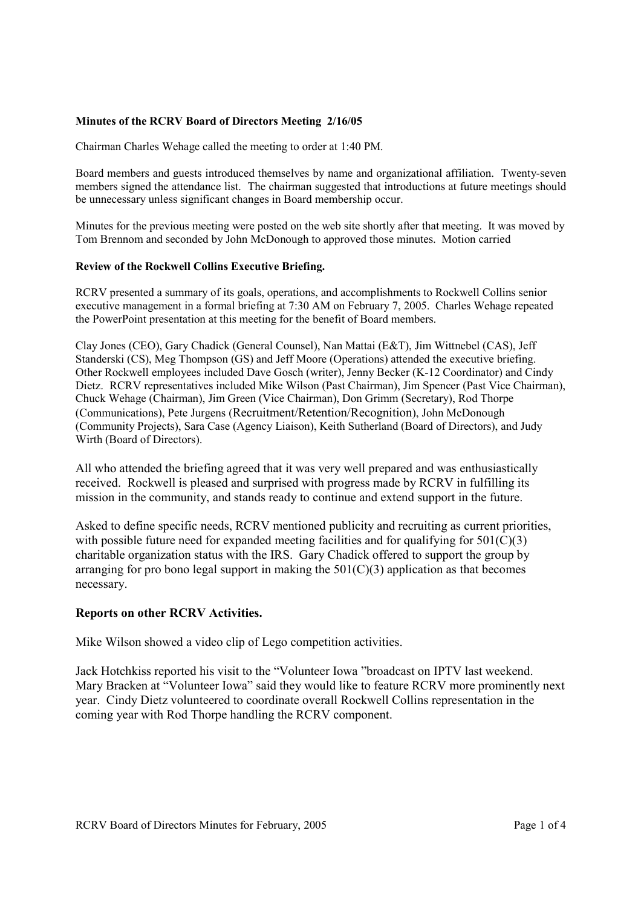**Minutes of the RCRV Board of Directors Meeting 2/16/05**

Chairman Charles Wehage called the meeting to order at 1:40 PM.

Board members and guests introduced themselves by name and organizational affiliation. Twenty-seven members signed the attendance list. The chairman suggested that introductions at future meetings should be unnecessary unless significant changes in Board membership occur.

Minutes for the previous meeting were posted on the web site shortly after that meeting. It was moved by Tom Brennom and seconded by John McDonough to approved those minutes. Motion carried

**Review of the Rockwell Collins Executive Briefing.**

RCRV presented a summary of its goals, operations, and accomplishments to Rockwell Collins senior executive management in a formal briefing at 7:30 AM on February 7, 2005. Charles Wehage repeated the PowerPoint presentation at this meeting for the benefit of Board members.

Clay Jones (CEO), Gary Chadick (General Counsel), Nan Mattai (E&T), Jim Wittnebel (CAS), Jeff Standerski (CS), Meg Thompson (GS) and Jeff Moore (Operations) attended the executive briefing. Other Rockwell employees included Dave Gosch (writer), Jenny Becker (K-12 Coordinator) and Cindy Dietz. RCRV representatives included Mike Wilson (Past Chairman), Jim Spencer (Past Vice Chairman), Chuck Wehage (Chairman), Jim Green (Vice Chairman), Don Grimm (Secretary), Rod Thorpe (Communications), Pete Jurgens (Recruitment/Retention/Recognition), John McDonough (Community Projects), Sara Case (Agency Liaison), Keith Sutherland (Board of Directors), and Judy Wirth (Board of Directors).

All who attended the briefing agreed that it was very well prepared and was enthusiastically received. Rockwell is pleased and surprised with progress made by RCRV in fulfilling its mission in the community, and stands ready to continue and extend support in the future.

Asked to define specific needs, RCRV mentioned publicity and recruiting as current priorities, with possible future need for expanded meeting facilities and for qualifying for 501(C)(3) charitable organization status with the IRS. Gary Chadick offered to support the group by arranging for pro bono legal support in making the 501(C)(3) application as that becomes necessary.

## Reports on other RCRV Activities.

Mike Wilson showed a video clip of Lego competition activities.

Jack Hotchkiss reported his visit to the "Volunteer Iowa "broadcast on IPTV last weekend. Mary Bracken at "Volunteer Iowa" said they would like to feature RCRV more prominently next year. Cindy Dietz volunteered to coordinate overall Rockwell Collins representation in the coming year with Rod Thorpe handling the RCRV component.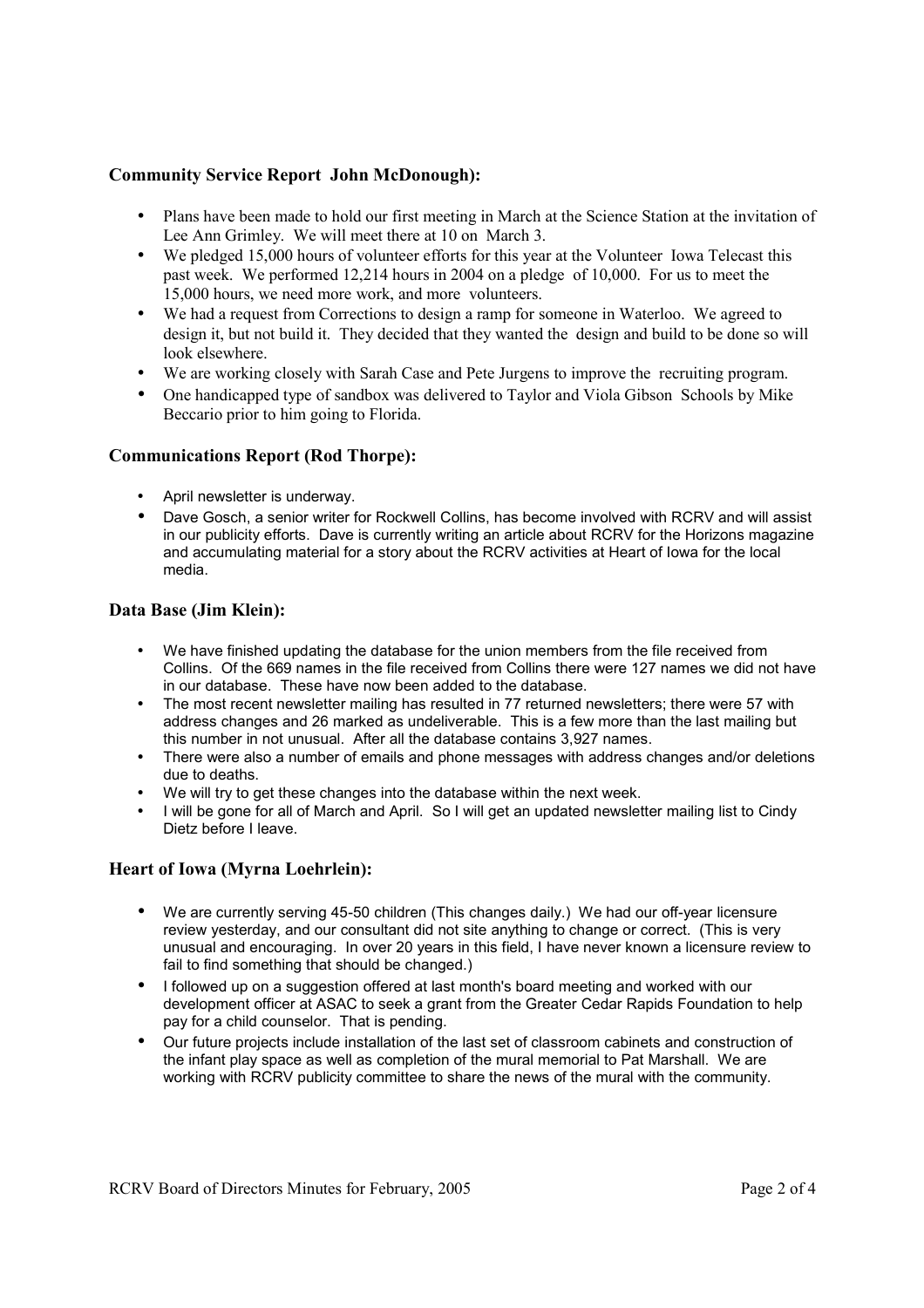### **Community Service Report John McDonough):**

- Plans have been made to hold our first meeting in March at the Science Station at the invitation of Lee Ann Grimley. We will meet there at 10 on March 3.
- We pledged 15,000 hours of volunteer efforts for this year at the Volunteer Iowa Telecast this past week. We performed 12,214 hours in 2004 on a pledge of 10,000. For us to meet the 15,000 hours, we need more work, and more volunteers.
- We had a request from Corrections to design a ramp for someone in Waterloo. We agreed to design it, but not build it. They decided that they wanted the design and build to be done so will look elsewhere.
- We are working closely with Sarah Case and Pete Jurgens to improve the recruiting program.
- One handicapped type of sandbox was delivered to Taylor and Viola Gibson Schools by Mike Beccario prior to him going to Florida.

### **Communications Report (Rod Thorpe):**

- April newsletter is underway.
- Dave Gosch, a senior writer for Rockwell Collins, has become involved with RCRV and will assist in our publicity efforts. Dave is currently writing an article about RCRV for the Horizons magazine and accumulating material for a story about the RCRV activities at Heart of Iowa for the local media.

### **Data Base (Jim Klein):**

- We have finished updating the database for the union members from the file received from Collins. Of the 669 names in the file received from Collins there were 127 names we did not have in our database. These have now been added to the database.
- The most recent newsletter mailing has resulted in 77 returned newsletters; there were 57 with address changes and 26 marked as undeliverable. This is a few more than the last mailing but this number in not unusual. After all the database contains 3,927 names.
- There were also a number of emails and phone messages with address changes and/or deletions due to deaths.
- We will try to get these changes into the database within the next week.
- I will be gone for all of March and April. So I will get an updated newsletter mailing list to Cindy Dietz before I leave.

### **Heart of Iowa (Myrna Loehrlein):**

- We are currently serving 45-50 children (This changes daily.) We had our off-year licensure review yesterday, and our consultant did not site anything to change or correct. (This is very unusual and encouraging. In over 20 years in this field, I have never known a licensure review to fail to find something that should be changed.)
- I followed up on a suggestion offered at last month's board meeting and worked with our development officer at ASAC to seek a grant from the Greater Cedar Rapids Foundation to help pay for a child counselor. That is pending.
- Our future projects include installation of the last set of classroom cabinets and construction of the infant play space as well as completion of the mural memorial to Pat Marshall. We are working with RCRV publicity committee to share the news of the mural with the community.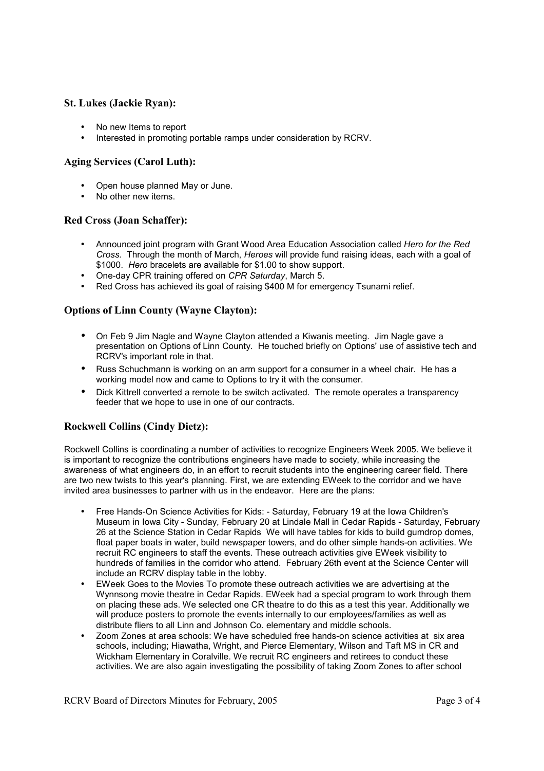### St. Lukes (Jackie Ryan):

- No new Items to report
- Interested in promoting portable ramps under consideration by RCRV.

### Aging Services (Carol Luth):

- Open house planned May or June.
- No other new items.

### Red Cross (Joan Schaffer):

- Announced joint program with Grant Wood Area Education Association called *Hero for the Red Cross.* Through the month of March, *Heroes* will provide fund raising ideas, each with a goal of $1000. *Hero* bracelets are available for $1.00 to show support.
- One-day CPR training offered on *CPR Saturday*, March 5.
- Red Cross has achieved its goal of raising $400 M for emergency Tsunami relief.

### Options of Linn County (Wayne Clayton):

- On Feb 9 Jim Nagle and Wayne Clayton attended a Kiwanis meeting. Jim Nagle gave a presentation on Options of Linn County. He touched briefly on Options' use of assistive tech and RCRV's important role in that.
- Russ Schuchmann is working on an arm support for a consumer in a wheel chair. He has a working model now and came to Options to try it with the consumer.
- Dick Kittrell converted a remote to be switch activated. The remote operates a transparency feeder that we hope to use in one of our contracts.

### Rockwell Collins (Cindy Dietz):

Rockwell Collins is coordinating a number of activities to recognize Engineers Week 2005. We believe it is important to recognize the contributions engineers have made to society, while increasing the awareness of what engineers do, in an effort to recruit students into the engineering career field. There are two new twists to this year's planning. First, we are extending EWeek to the corridor and we have invited area businesses to partner with us in the endeavor. Here are the plans:

- Free Hands-On Science Activities for Kids: - Saturday, February 19 at the Iowa Children's Museum in Iowa City - Sunday, February 20 at Lindale Mall in Cedar Rapids - Saturday, February 26 at the Science Station in Cedar Rapids We will have tables for kids to build gumdrop domes, float paper boats in water, build newspaper towers, and do other simple hands-on activities. We recruit RC engineers to staff the events. These outreach activities give EWeek visibility to hundreds of families in the corridor who attend. February 26th event at the Science Center will include an RCRV display table in the lobby.
- EWeek Goes to the Movies To promote these outreach activities we are advertising at the Wynnsong movie theatre in Cedar Rapids. EWeek had a special program to work through them on placing these ads. We selected one CR theatre to do this as a test this year. Additionally we will produce posters to promote the events internally to our employees/families as well as distribute fliers to all Linn and Johnson Co. elementary and middle schools.
- Zoom Zones at area schools: We have scheduled free hands-on science activities at six area schools, including; Hiawatha, Wright, and Pierce Elementary, Wilson and Taft MS in CR and Wickham Elementary in Coralville. We recruit RC engineers and retirees to conduct these activities. We are also again investigating the possibility of taking Zoom Zones to after school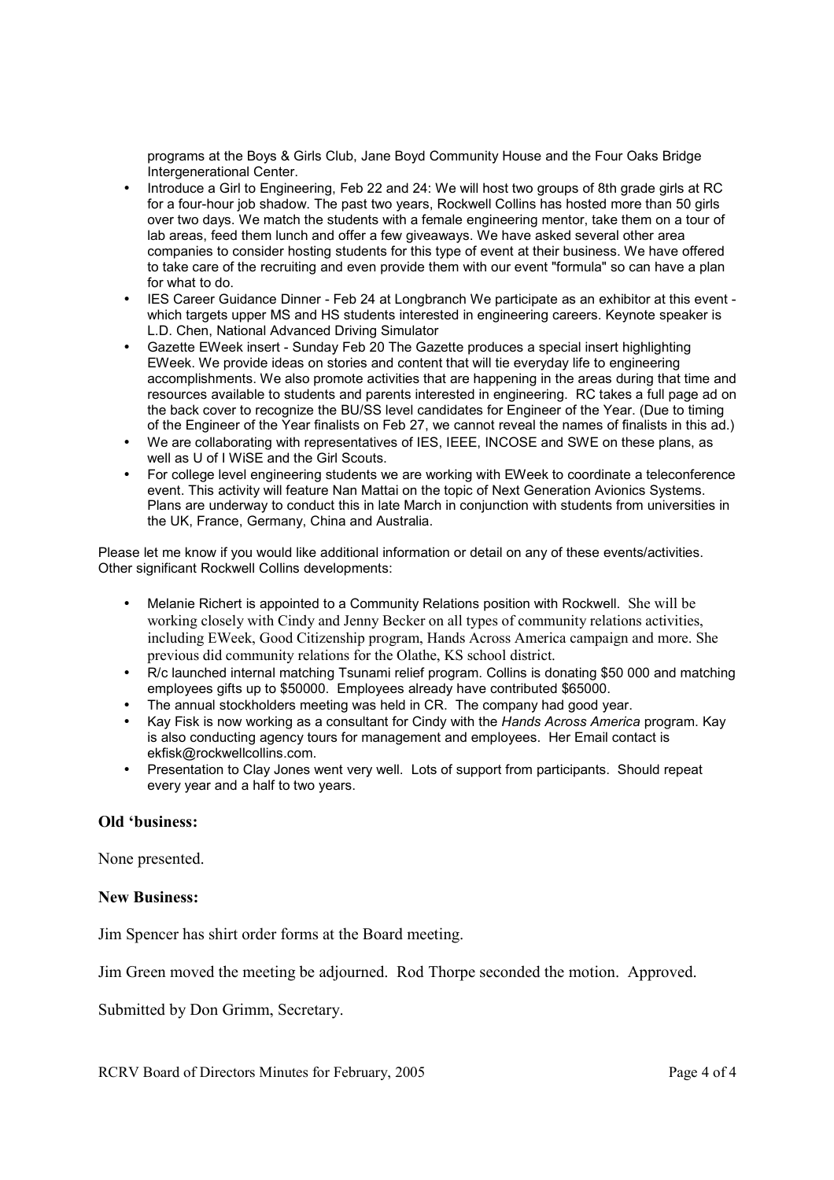programs at the Boys & Girls Club, Jane Boyd Community House and the Four Oaks Bridge Intergenerational Center.

- Introduce a Girl to Engineering, Feb 22 and 24: We will host two groups of 8th grade girls at RC for a four-hour job shadow. The past two years, Rockwell Collins has hosted more than 50 girls over two days. We match the students with a female engineering mentor, take them on a tour of lab areas, feed them lunch and offer a few giveaways. We have asked several other area companies to consider hosting students for this type of event at their business. We have offered to take care of the recruiting and even provide them with our event "formula" so can have a plan for what to do.
- IES Career Guidance Dinner - Feb 24 at Longbranch We participate as an exhibitor at this event - which targets upper MS and HS students interested in engineering careers. Keynote speaker is L.D. Chen, National Advanced Driving Simulator
- Gazette EWeek insert - Sunday Feb 20 The Gazette produces a special insert highlighting EWeek. We provide ideas on stories and content that will tie everyday life to engineering accomplishments. We also promote activities that are happening in the areas during that time and resources available to students and parents interested in engineering. RC takes a full page ad on the back cover to recognize the BU/SS level candidates for Engineer of the Year. (Due to timing of the Engineer of the Year finalists on Feb 27, we cannot reveal the names of finalists in this ad.)
- We are collaborating with representatives of IES, IEEE, INCOSE and SWE on these plans, as well as U of I WiSE and the Girl Scouts.
- For college level engineering students we are working with EWeek to coordinate a teleconference event. This activity will feature Nan Mattai on the topic of Next Generation Avionics Systems. Plans are underway to conduct this in late March in conjunction with students from universities in the UK, France, Germany, China and Australia.

Please let me know if you would like additional information or detail on any of these events/activities.
Other significant Rockwell Collins developments:

- Melanie Richert is appointed to a Community Relations position with Rockwell. She will be working closely with Cindy and Jenny Becker on all types of community relations activities, including EWeek, Good Citizenship program, Hands Across America campaign and more. She previous did community relations for the Olathe, KS school district.
- R/c launched internal matching Tsunami relief program. Collins is donating $50 000 and matching employees gifts up to $50000. Employees already have contributed $65000.
- The annual stockholders meeting was held in CR. The company had good year.
- Kay Fisk is now working as a consultant for Cindy with the *Hands Across America* program. Kay is also conducting agency tours for management and employees. Her Email contact is ekfisk@rockwellcollins.com.
- Presentation to Clay Jones went very well. Lots of support from participants. Should repeat every year and a half to two years.

**Old 'business:**

None presented.

**New Business:**

Jim Spencer has shirt order forms at the Board meeting.

Jim Green moved the meeting be adjourned. Rod Thorpe seconded the motion. Approved.

Submitted by Don Grimm, Secretary.